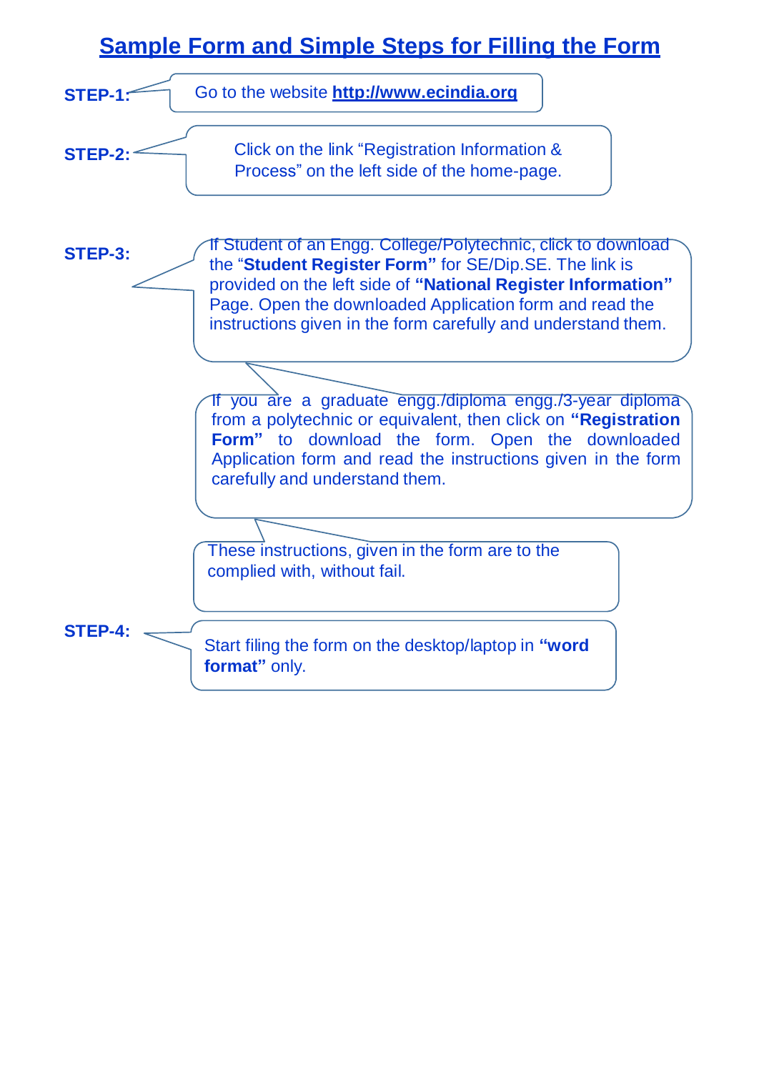# Sample Form and Simple Steps for Filling the Form

**STEP-1:** Go to the website **http://www.ecindia.org**

**STEP-2:** Click on the link "Registration Information & Process" on the left side of the home-page.

**STEP-3:** If Student of an Engg. College/Polytechnic, click to download the "**Student Register Form"** for SE/Dip.SE. The link is provided on the left side of **"National Register Information"** Page. Open the downloaded Application form and read the instructions given in the form carefully and understand them.

If you are a graduate engg./diploma engg./3-year diploma from a polytechnic or equivalent, then click on **"Registration Form"** to download the form. Open the downloaded Application form and read the instructions given in the form carefully and understand them.

These instructions, given in the form are to the complied with, without fail.

**STEP-4:** Start filing the form on the desktop/laptop in **"word format"** only.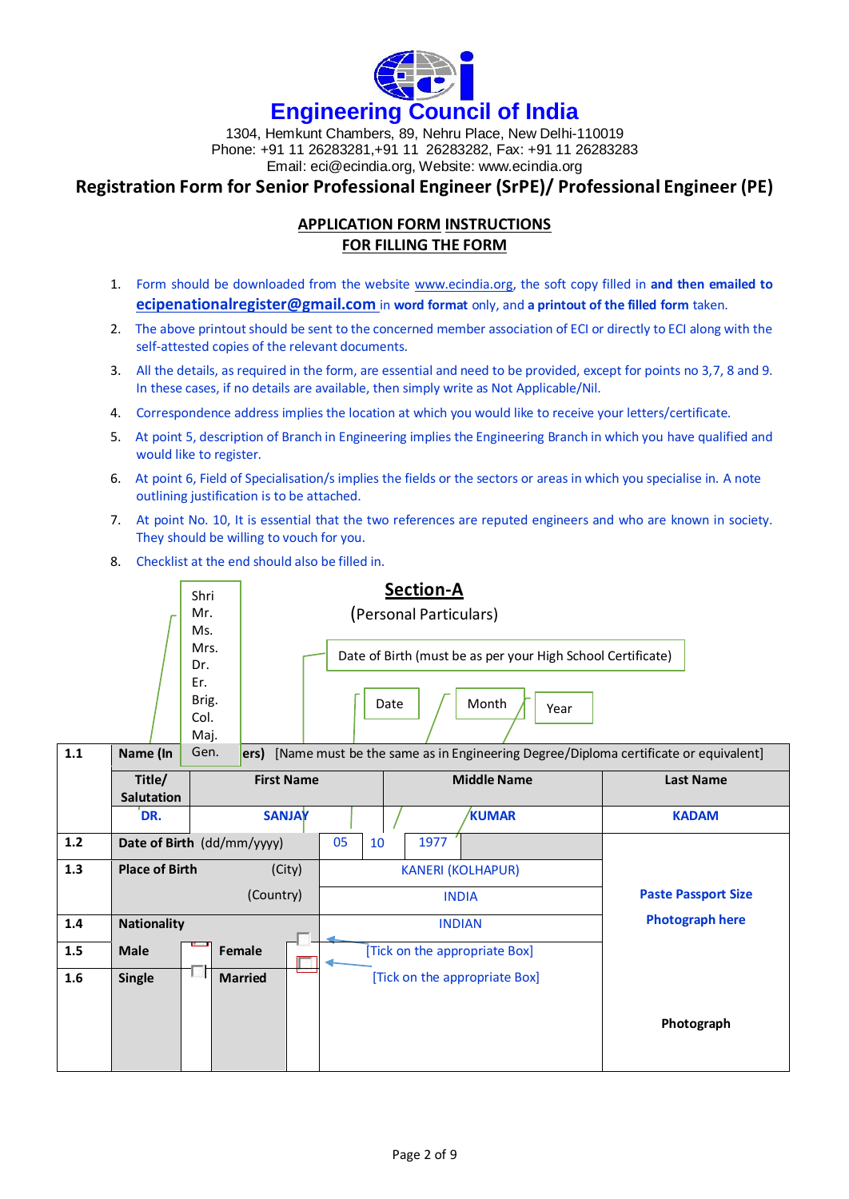# Engineering Council of India

1304, Hemkunt Chambers, 89, Nehru Place, New Delhi-110019
Phone: +91 11 26283281,+91 11 26283282, Fax: +91 11 26283283
Email: eci@ecindia.org, Website: www.ecindia.org

## Registration Form for Senior Professional Engineer (SrPE)/ Professional Engineer (PE)

### APPLICATION FORM INSTRUCTIONS FOR FILLING THE FORM

1. Form should be downloaded from the website www.ecindia.org, the soft copy filled in **and then emailed to** **ecipenationalregister@gmail.com** in **word format** only, and **a printout of the filled form** taken.
2. The above printout should be sent to the concerned member association of ECI or directly to ECI along with the self-attested copies of the relevant documents.
3. All the details, as required in the form, are essential and need to be provided, except for points no 3,7, 8 and 9. In these cases, if no details are available, then simply write as Not Applicable/Nil.
4. Correspondence address implies the location at which you would like to receive your letters/certificate.
5. At point 5, description of Branch in Engineering implies the Engineering Branch in which you have qualified and would like to register.
6. At point 6, Field of Specialisation/s implies the fields or the sectors or areas in which you specialise in. A note outlining justification is to be attached.
7. At point No. 10, It is essential that the two references are reputed engineers and who are known in society. They should be willing to vouch for you.
8. Checklist at the end should also be filled in.

## Section-A

(Personal Particulars)

Title options: Shri, Mr., Ms., Mrs., Dr., Er., Brig., Col., Maj., Gen.

Date of Birth (must be as per your High School Certificate): Date / Month / Year

| | | | | | |
|---|---|---|---|---|---|
| 1.1 | **Name (In Capital Letters)** [Name must be the same as in Engineering Degree/Diploma certificate or equivalent] | | | | |
| | **Title/ Salutation** | **First Name** | **Middle Name** | **Last Name** | |
| | DR. | SANJAY | KUMAR | KADAM | |
| 1.2 | **Date of Birth** (dd/mm/yyyy) | 05 / 10 / 1977 | | | **Paste Passport Size Photograph here** |
| 1.3 | **Place of Birth** (City) | KANERI (KOLHAPUR) | | | |
| | (Country) | INDIA | | | |
| 1.4 | **Nationality** | INDIAN | | | |
| 1.5 | **Male** ☐ **Female** ☐ | [Tick on the appropriate Box] | | | |
| 1.6 | **Single** ☐ **Married** ☐ | [Tick on the appropriate Box] | | | **Photograph** |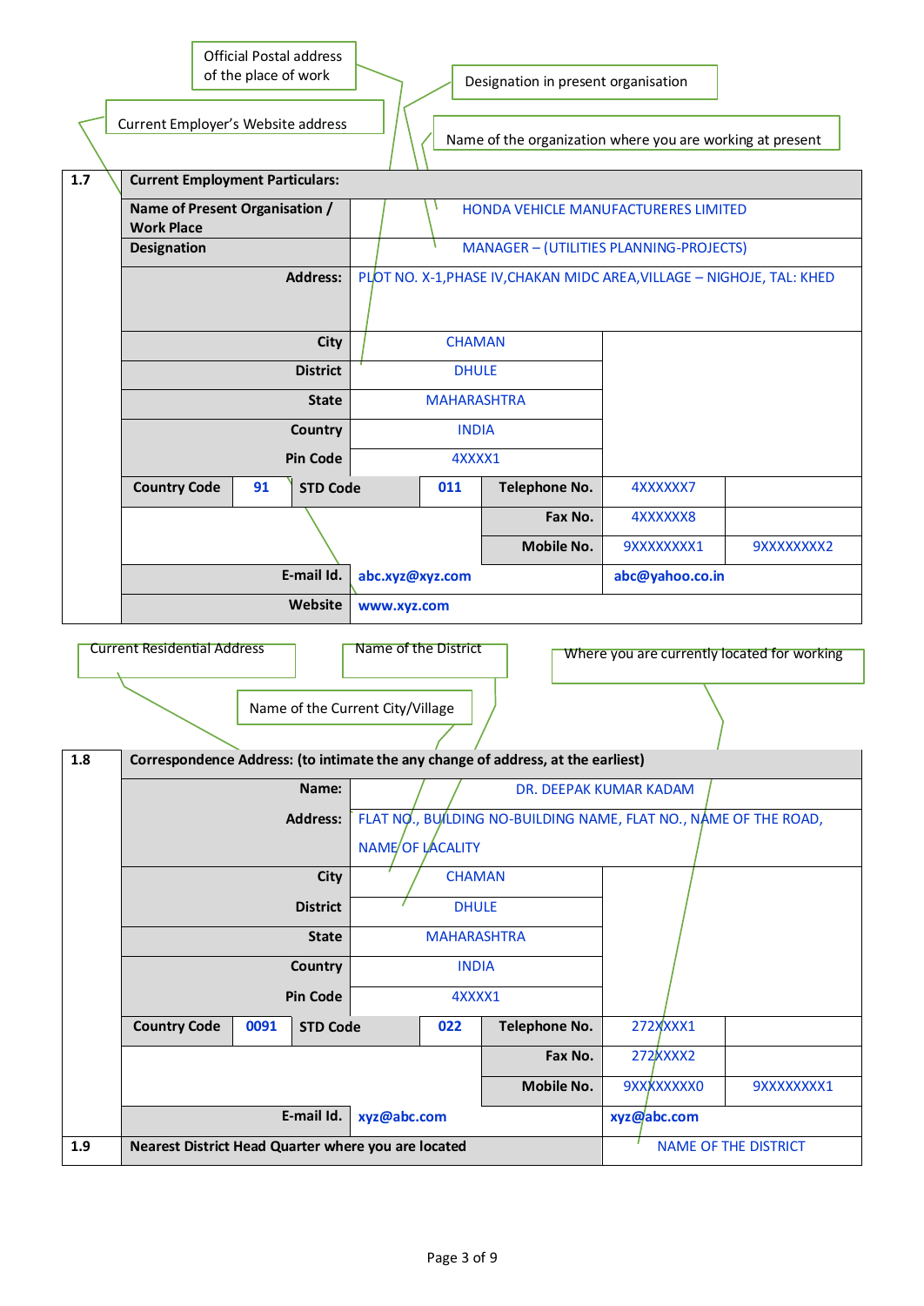Official Postal address of the place of work

Designation in present organisation

Current Employer's Website address

Name of the organization where you are working at present

| 1.7 | Current Employment Particulars: | | | | | | |
|---|---|---|---|---|---|---|---|
| | Name of Present Organisation / Work Place | HONDA VEHICLE MANUFACTURERES LIMITED | | | | | |
| | Designation | MANAGER – (UTILITIES PLANNING-PROJECTS) | | | | | |
| | Address: | PLOT NO. X-1,PHASE IV,CHAKAN MIDC AREA,VILLAGE – NIGHOJE, TAL: KHED | | | | | |
| | City | CHAMAN | | | | | |
| | District | DHULE | | | | | |
| | State | MAHARASHTRA | | | | | |
| | Country | INDIA | | | | | |
| | Pin Code | 4XXXX1 | | | | | |
| | Country Code | 91 | STD Code | 011 | Telephone No. | 4XXXXXX7 | |
| | | | | | Fax No. | 4XXXXXX8 | |
| | | | | | Mobile No. | 9XXXXXXXX1 | 9XXXXXXXX2 |
| | E-mail Id. | abc.xyz@xyz.com | | | | abc@yahoo.co.in | |
| | Website | www.xyz.com | | | | | |

Current Residential Address

Name of the District

Where you are currently located for working

Name of the Current City/Village

| 1.8 | Correspondence Address: (to intimate the any change of address, at the earliest) | | | | | | |
|---|---|---|---|---|---|---|---|
| | Name: | DR. DEEPAK KUMAR KADAM | | | | | |
| | Address: | FLAT NO., BUILDING NO-BUILDING NAME, FLAT NO., NAME OF THE ROAD, NAME OF LACALITY | | | | | |
| | City | CHAMAN | | | | | |
| | District | DHULE | | | | | |
| | State | MAHARASHTRA | | | | | |
| | Country | INDIA | | | | | |
| | Pin Code | 4XXXX1 | | | | | |
| | Country Code | 0091 | STD Code | 022 | Telephone No. | 272XXXX1 | |
| | | | | | Fax No. | 272XXXX2 | |
| | | | | | Mobile No. | 9XXXXXXXX0 | 9XXXXXXXX1 |
| | E-mail Id. | xyz@abc.com | | | | xyz@abc.com | |
| 1.9 | Nearest District Head Quarter where you are located | | | | | NAME OF THE DISTRICT | |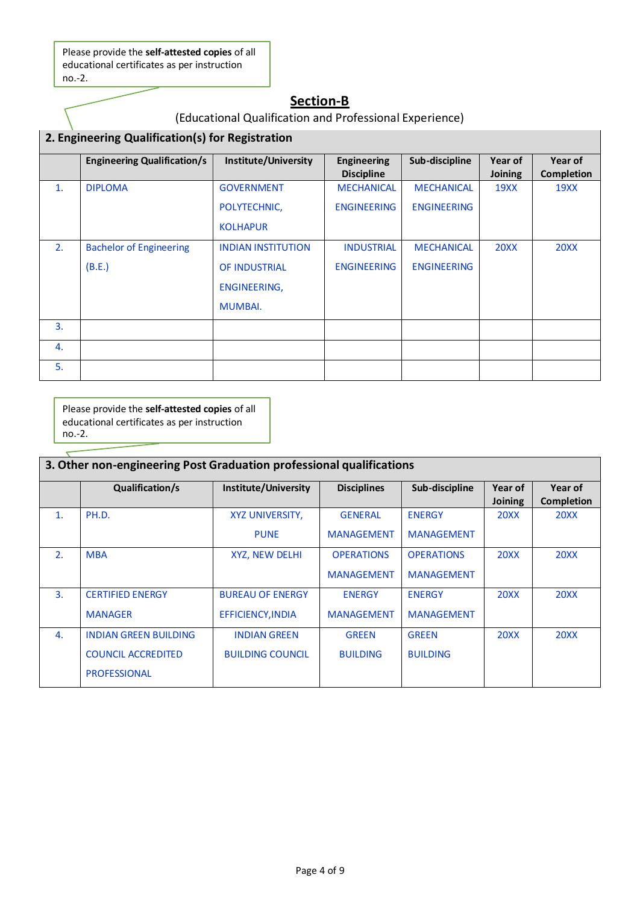Please provide the **self-attested copies** of all educational certificates as per instruction no.-2.

## Section-B

(Educational Qualification and Professional Experience)

**2. Engineering Qualification(s) for Registration**

| | Engineering Qualification/s | Institute/University | Engineering Discipline | Sub-discipline | Year of Joining | Year of Completion |
|---|---|---|---|---|---|---|
| 1. | DIPLOMA | GOVERNMENT POLYTECHNIC, KOLHAPUR | MECHANICAL ENGINEERING | MECHANICAL ENGINEERING | 19XX | 19XX |
| 2. | Bachelor of Engineering (B.E.) | INDIAN INSTITUTION OF INDUSTRIAL ENGINEERING, MUMBAI. | INDUSTRIAL ENGINEERING | MECHANICAL ENGINEERING | 20XX | 20XX |
| 3. | | | | | | |
| 4. | | | | | | |
| 5. | | | | | | |

Please provide the **self-attested copies** of all educational certificates as per instruction no.-2.

**3. Other non-engineering Post Graduation professional qualifications**

| | Qualification/s | Institute/University | Disciplines | Sub-discipline | Year of Joining | Year of Completion |
|---|---|---|---|---|---|---|
| 1. | PH.D. | XYZ UNIVERSITY, PUNE | GENERAL MANAGEMENT | ENERGY MANAGEMENT | 20XX | 20XX |
| 2. | MBA | XYZ, NEW DELHI | OPERATIONS MANAGEMENT | OPERATIONS MANAGEMENT | 20XX | 20XX |
| 3. | CERTIFIED ENERGY MANAGER | BUREAU OF ENERGY EFFICIENCY,INDIA | ENERGY MANAGEMENT | ENERGY MANAGEMENT | 20XX | 20XX |
| 4. | INDIAN GREEN BUILDING COUNCIL ACCREDITED PROFESSIONAL | INDIAN GREEN BUILDING COUNCIL | GREEN BUILDING | GREEN BUILDING | 20XX | 20XX |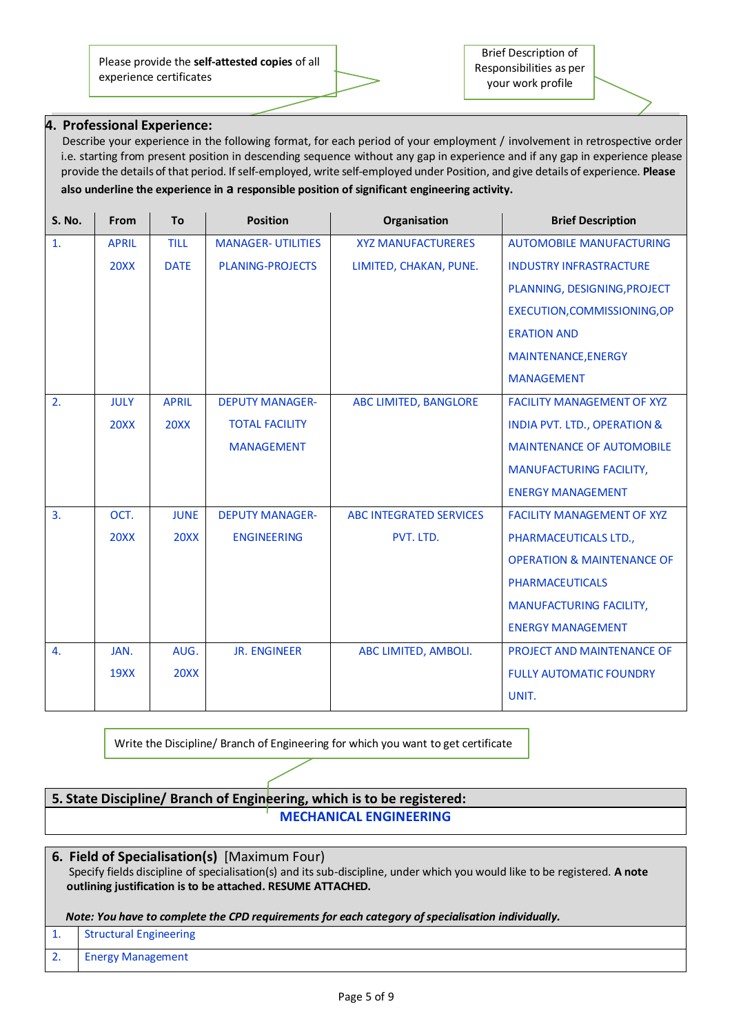Please provide the **self-attested copies** of all experience certificates

Brief Description of Responsibilities as per your work profile

## 4. Professional Experience:

Describe your experience in the following format, for each period of your employment / involvement in retrospective order i.e. starting from present position in descending sequence without any gap in experience and if any gap in experience please provide the details of that period. If self-employed, write self-employed under Position, and give details of experience. **Please also underline the experience in a responsible position of significant engineering activity.**

| S. No. | From | To | Position | Organisation | Brief Description |
|---|---|---|---|---|---|
| 1. | APRIL 20XX | TILL DATE | MANAGER- UTILITIES PLANING-PROJECTS | XYZ MANUFACTURERES LIMITED, CHAKAN, PUNE. | AUTOMOBILE MANUFACTURING INDUSTRY INFRASTRACTURE PLANNING, DESIGNING,PROJECT EXECUTION,COMMISSIONING,OPERATION AND MAINTENANCE,ENERGY MANAGEMENT |
| 2. | JULY 20XX | APRIL 20XX | DEPUTY MANAGER- TOTAL FACILITY MANAGEMENT | ABC LIMITED, BANGLORE | FACILITY MANAGEMENT OF XYZ INDIA PVT. LTD., OPERATION & MAINTENANCE OF AUTOMOBILE MANUFACTURING FACILITY, ENERGY MANAGEMENT |
| 3. | OCT. 20XX | JUNE 20XX | DEPUTY MANAGER- ENGINEERING | ABC INTEGRATED SERVICES PVT. LTD. | FACILITY MANAGEMENT OF XYZ PHARMACEUTICALS LTD., OPERATION & MAINTENANCE OF PHARMACEUTICALS MANUFACTURING FACILITY, ENERGY MANAGEMENT |
| 4. | JAN. 19XX | AUG. 20XX | JR. ENGINEER | ABC LIMITED, AMBOLI. | PROJECT AND MAINTENANCE OF FULLY AUTOMATIC FOUNDRY UNIT. |

Write the Discipline/ Branch of Engineering for which you want to get certificate

## 5. State Discipline/ Branch of Engineering, which is to be registered:

**MECHANICAL ENGINEERING**

## 6. Field of Specialisation(s) [Maximum Four]

Specify fields discipline of specialisation(s) and its sub-discipline, under which you would like to be registered. **A note outlining justification is to be attached. RESUME ATTACHED.**

***Note: You have to complete the CPD requirements for each category of specialisation individually.***

| | |
|---|---|
| 1. | Structural Engineering |
| 2. | Energy Management |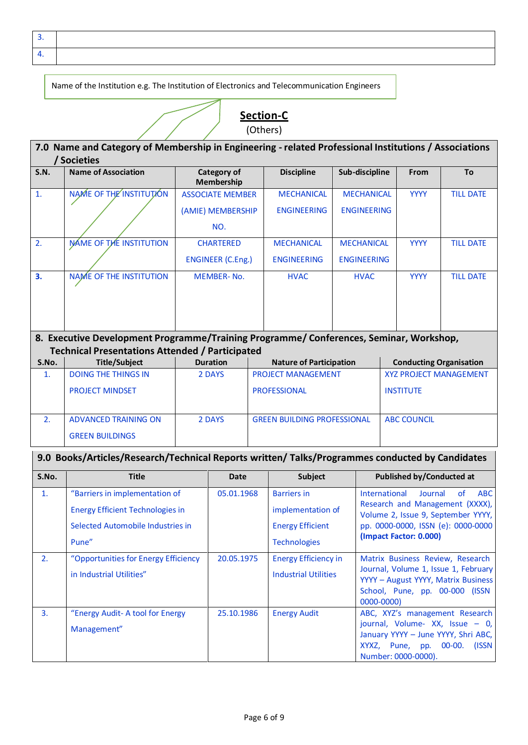| 3. | |
|---|---|
| 4. | |

Name of the Institution e.g. The Institution of Electronics and Telecommunication Engineers

## Section-C

(Others)

### 7.0 Name and Category of Membership in Engineering - related Professional Institutions / Associations / Societies

| S.N. | Name of Association | Category of Membership | Discipline | Sub-discipline | From | To |
|---|---|---|---|---|---|---|
| 1. | NAME OF THE INSTITUTION | ASSOCIATE MEMBER (AMIE) MEMBERSHIP NO. | MECHANICAL ENGINEERING | MECHANICAL ENGINEERING | YYYY | TILL DATE |
| 2. | NAME OF THE INSTITUTION | CHARTERED ENGINEER (C.Eng.) | MECHANICAL ENGINEERING | MECHANICAL ENGINEERING | YYYY | TILL DATE |
| **3.** | NAME OF THE INSTITUTION | MEMBER- No. | HVAC | HVAC | YYYY | TILL DATE |

### 8. Executive Development Programme/Training Programme/ Conferences, Seminar, Workshop, Technical Presentations Attended / Participated

| S.No. | Title/Subject | Duration | Nature of Participation | Conducting Organisation |
|---|---|---|---|---|
| 1. | DOING THE THINGS IN PROJECT MINDSET | 2 DAYS | PROJECT MANAGEMENT PROFESSIONAL | XYZ PROJECT MANAGEMENT INSTITUTE |
| 2. | ADVANCED TRAINING ON GREEN BUILDINGS | 2 DAYS | GREEN BUILDING PROFESSIONAL | ABC COUNCIL |

### 9.0 Books/Articles/Research/Technical Reports written/ Talks/Programmes conducted by Candidates

| S.No. | Title | Date | Subject | Published by/Conducted at |
|---|---|---|---|---|
| 1. | "Barriers in implementation of Energy Efficient Technologies in Selected Automobile Industries in Pune" | 05.01.1968 | Barriers in implementation of Energy Efficient Technologies | International Journal of ABC Research and Management (XXXX), Volume 2, Issue 9, September YYYY, pp. 0000-0000, ISSN (e): 0000-0000 **(Impact Factor: 0.000)** |
| 2. | "Opportunities for Energy Efficiency in Industrial Utilities" | 20.05.1975 | Energy Efficiency in Industrial Utilities | Matrix Business Review, Research Journal, Volume 1, Issue 1, February YYYY – August YYYY, Matrix Business School, Pune, pp. 00-000 (ISSN 0000-0000) |
| 3. | "Energy Audit- A tool for Energy Management" | 25.10.1986 | Energy Audit | ABC, XYZ's management Research journal, Volume- XX, Issue – 0, January YYYY – June YYYY, Shri ABC, XYXZ, Pune, pp. 00-00. (ISSN Number: 0000-0000). |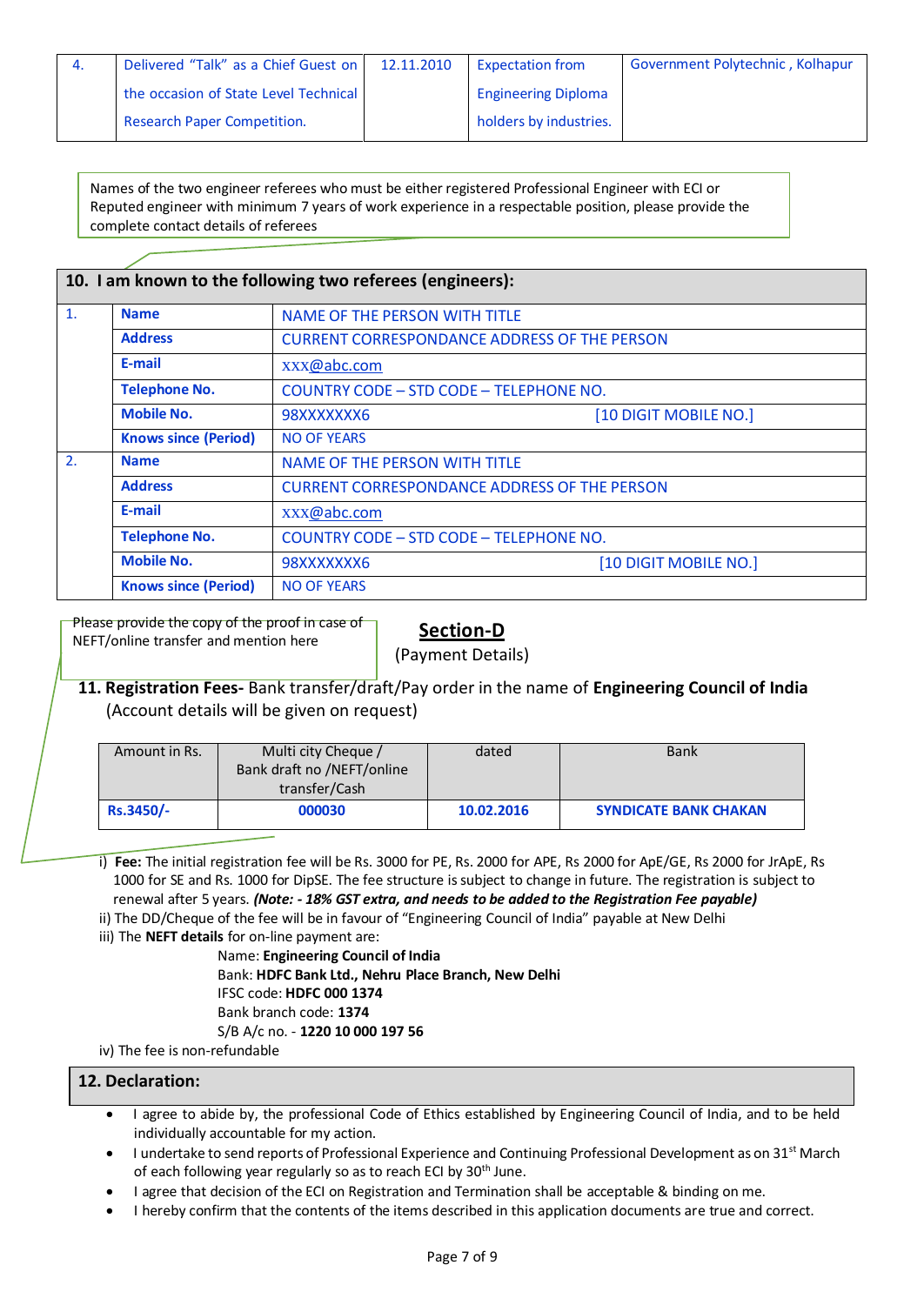| 4. | Delivered "Talk" as a Chief Guest on the occasion of State Level Technical Research Paper Competition. | 12.11.2010 | Expectation from Engineering Diploma holders by industries. | Government Polytechnic , Kolhapur |
|---|---|---|---|---|

Names of the two engineer referees who must be either registered Professional Engineer with ECI or Reputed engineer with minimum 7 years of work experience in a respectable position, please provide the complete contact details of referees

**10. I am known to the following two referees (engineers):**

| | | |
|---|---|---|
| 1. | **Name** | NAME OF THE PERSON WITH TITLE |
| | **Address** | CURRENT CORRESPONDANCE ADDRESS OF THE PERSON |
| | **E-mail** | xxx@abc.com |
| | **Telephone No.** | COUNTRY CODE – STD CODE – TELEPHONE NO. |
| | **Mobile No.** | 98XXXXXXX6 [10 DIGIT MOBILE NO.] |
| | **Knows since (Period)** | NO OF YEARS |
| 2. | **Name** | NAME OF THE PERSON WITH TITLE |
| | **Address** | CURRENT CORRESPONDANCE ADDRESS OF THE PERSON |
| | **E-mail** | xxx@abc.com |
| | **Telephone No.** | COUNTRY CODE – STD CODE – TELEPHONE NO. |
| | **Mobile No.** | 98XXXXXXX6 [10 DIGIT MOBILE NO.] |
| | **Knows since (Period)** | NO OF YEARS |

Please provide the copy of the proof in case of NEFT/online transfer and mention here

## Section-D

(Payment Details)

**11. Registration Fees-** Bank transfer/draft/Pay order in the name of **Engineering Council of India** (Account details will be given on request)

| Amount in Rs. | Multi city Cheque / Bank draft no /NEFT/online transfer/Cash | dated | Bank |
|---|---|---|---|
| **Rs.3450/-** | **000030** | **10.02.2016** | **SYNDICATE BANK CHAKAN** |

i) **Fee:** The initial registration fee will be Rs. 3000 for PE, Rs. 2000 for APE, Rs 2000 for ApE/GE, Rs 2000 for JrApE, Rs 1000 for SE and Rs. 1000 for DipSE. The fee structure is subject to change in future. The registration is subject to renewal after 5 years. ***(Note: - 18% GST extra, and needs to be added to the Registration Fee payable)***

ii) The DD/Cheque of the fee will be in favour of "Engineering Council of India" payable at New Delhi

iii) The **NEFT details** for on-line payment are:

Name: **Engineering Council of India**
Bank: **HDFC Bank Ltd., Nehru Place Branch, New Delhi**
IFSC code: **HDFC 000 1374**
Bank branch code: **1374**
S/B A/c no. - **1220 10 000 197 56**

iv) The fee is non-refundable

**12. Declaration:**

- I agree to abide by, the professional Code of Ethics established by Engineering Council of India, and to be held individually accountable for my action.
- I undertake to send reports of Professional Experience and Continuing Professional Development as on 31st March of each following year regularly so as to reach ECI by 30th June.
- I agree that decision of the ECI on Registration and Termination shall be acceptable & binding on me.
- I hereby confirm that the contents of the items described in this application documents are true and correct.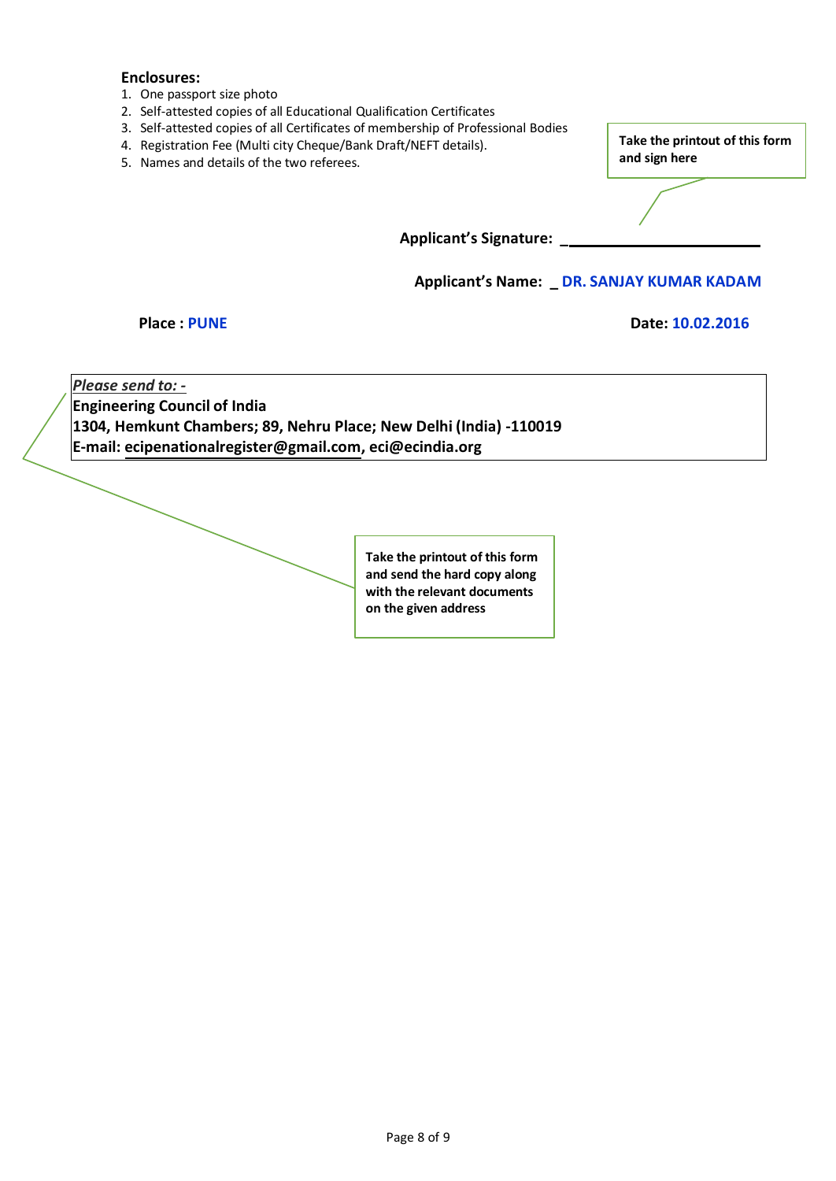**Enclosures:**

1. One passport size photo
2. Self-attested copies of all Educational Qualification Certificates
3. Self-attested copies of all Certificates of membership of Professional Bodies
4. Registration Fee (Multi city Cheque/Bank Draft/NEFT details).
5. Names and details of the two referees.

**Take the printout of this form and sign here**

**Applicant's Signature:** ____________________________

**Applicant's Name:** DR. SANJAY KUMAR KADAM

**Place :** PUNE

**Date:** 10.02.2016

*Please send to: -*
**Engineering Council of India**
**1304, Hemkunt Chambers; 89, Nehru Place; New Delhi (India) -110019**
**E-mail: ecipenationalregister@gmail.com, eci@ecindia.org**

**Take the printout of this form and send the hard copy along with the relevant documents on the given address**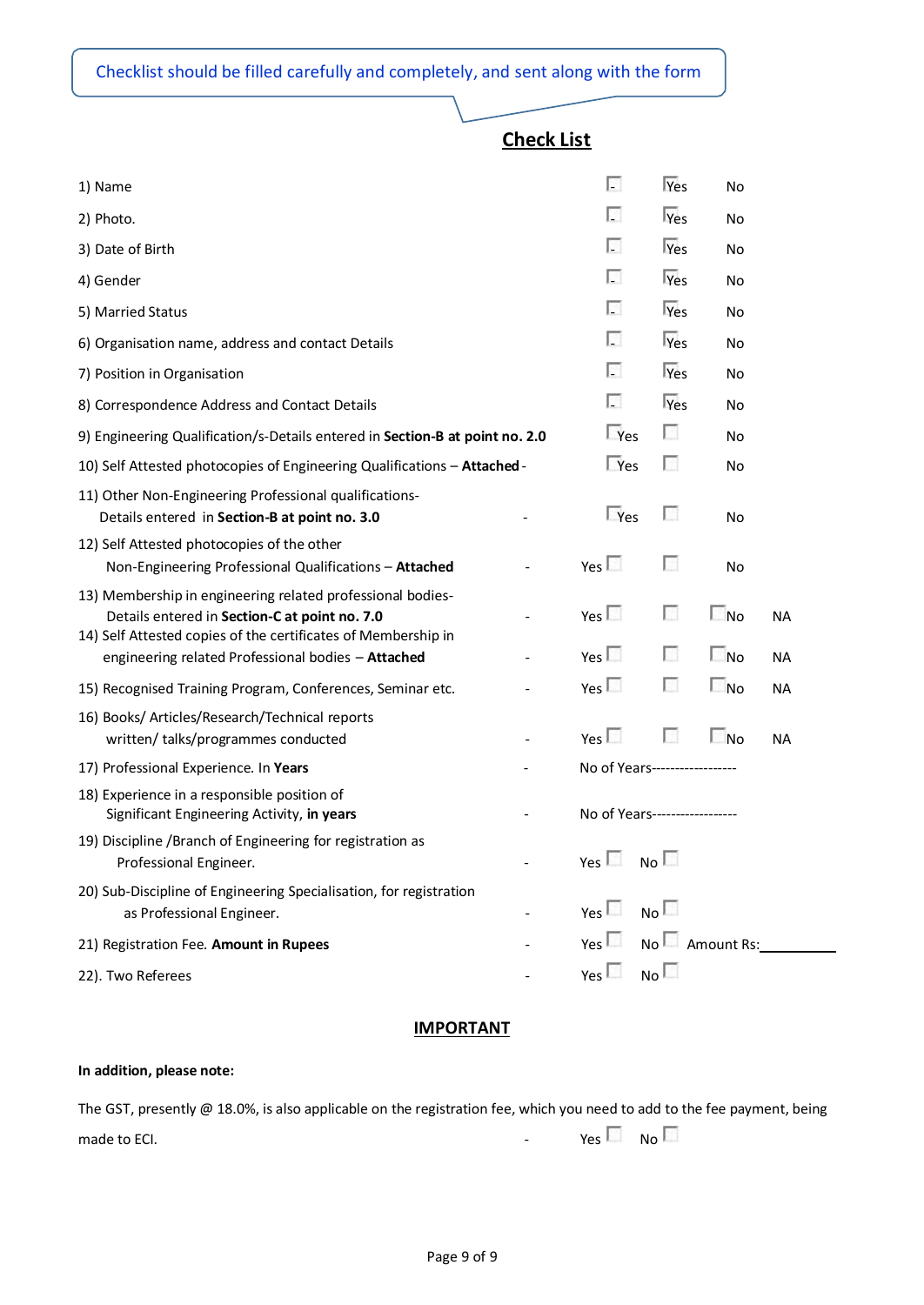Checklist should be filled carefully and completely, and sent along with the form

## Check List

| | | | | |
|---|---|---|---|---|
| 1) Name | ☐ | ☐Yes | No | |
| 2) Photo. | ☐ | ☐Yes | No | |
| 3) Date of Birth | ☐ | ☐Yes | No | |
| 4) Gender | ☐ | ☐Yes | No | |
| 5) Married Status | ☐ | ☐Yes | No | |
| 6) Organisation name, address and contact Details | ☐ | ☐Yes | No | |
| 7) Position in Organisation | ☐ | ☐Yes | No | |
| 8) Correspondence Address and Contact Details | ☐ | ☐Yes | No | |
| 9) Engineering Qualification/s-Details entered in **Section-B at point no. 2.0** | ☐Yes | ☐ | No | |
| 10) Self Attested photocopies of Engineering Qualifications – **Attached** - | ☐Yes | ☐ | No | |
| 11) Other Non-Engineering Professional qualifications- Details entered in **Section-B at point no. 3.0** - | ☐Yes | ☐ | No | |
| 12) Self Attested photocopies of the other Non-Engineering Professional Qualifications – **Attached** - | Yes ☐ | ☐ | No | |
| 13) Membership in engineering related professional bodies- Details entered in **Section-C at point no. 7.0** - | Yes ☐ | ☐ | ☐No | NA |
| 14) Self Attested copies of the certificates of Membership in engineering related Professional bodies – **Attached** - | Yes ☐ | ☐ | ☐No | NA |
| 15) Recognised Training Program, Conferences, Seminar etc. - | Yes ☐ | ☐ | ☐No | NA |
| 16) Books/ Articles/Research/Technical reports written/ talks/programmes conducted - | Yes ☐ | ☐ | ☐No | NA |
| 17) Professional Experience. In **Years** - | No of Years----------------- | | | |
| 18) Experience in a responsible position of Significant Engineering Activity, **in years** - | No of Years----------------- | | | |
| 19) Discipline /Branch of Engineering for registration as Professional Engineer. - | Yes ☐ | No ☐ | | |
| 20) Sub-Discipline of Engineering Specialisation, for registration as Professional Engineer. - | Yes ☐ | No ☐ | | |
| 21) Registration Fee. **Amount in Rupees** - | Yes ☐ | No ☐ | Amount Rs:__________ | |
| 22). Two Referees - | Yes ☐ | No ☐ | | |

## IMPORTANT

**In addition, please note:**

The GST, presently @ 18.0%, is also applicable on the registration fee, which you need to add to the fee payment, being made to ECI. - Yes ☐ No ☐